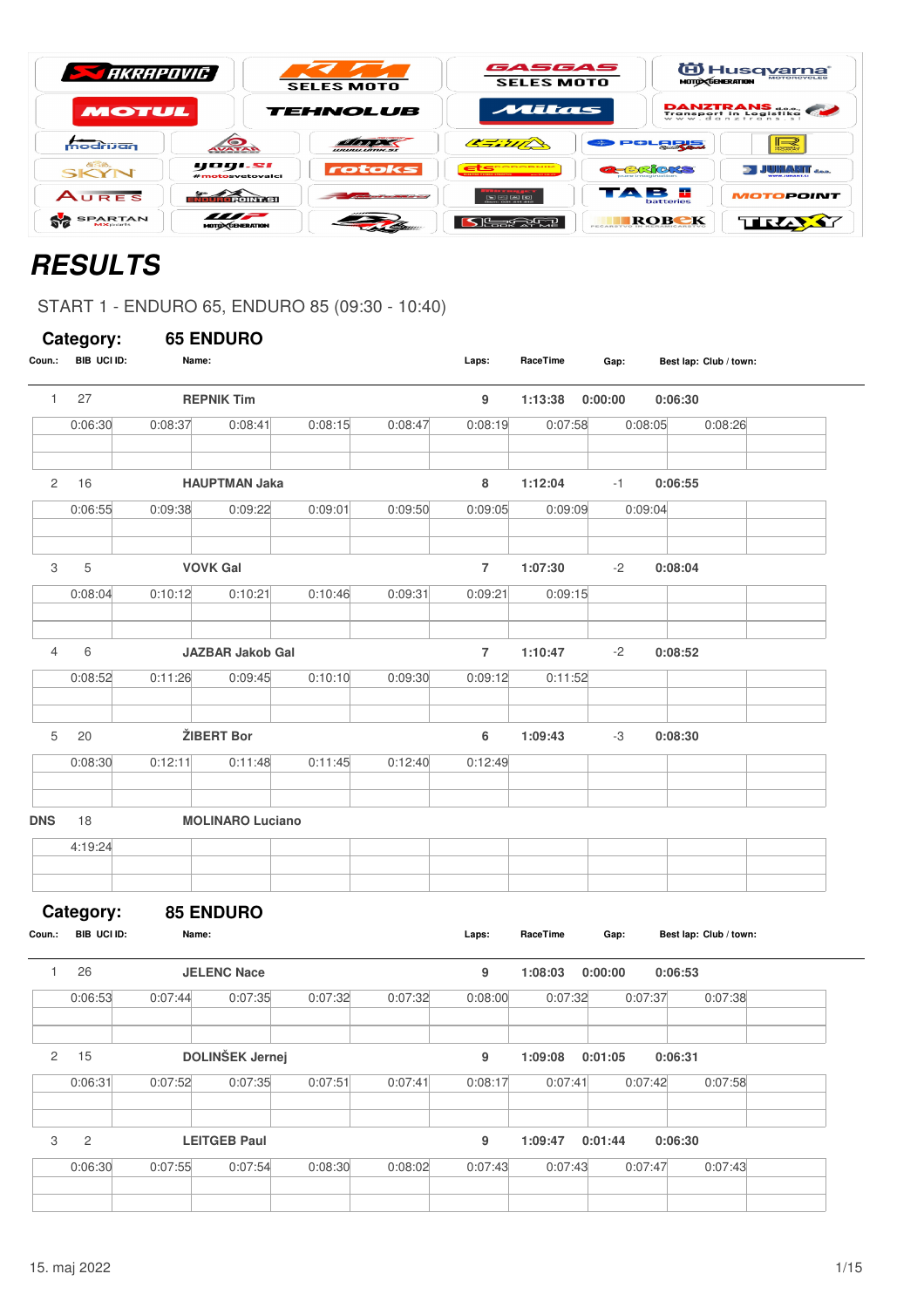# RESULTS

START 1 - ENDURO 65, ENDURO 85 (09:30 - 10:40)

## Category: 65 ENDURO

| Coun.: | BIB | UCI ID: | Name: | Laps: | RaceTime | Gap: | Best lap: | Club / town: |
|---|---|---|---|---|---|---|---|---|
| 1 | 27 | | REPNIK Tim | 9 | 1:13:38 | 0:00:00 | 0:06:30 | |
| | | | 0:06:30 · 0:08:37 · 0:08:41 · 0:08:15 · 0:08:47 · 0:08:19 · 0:07:58 · 0:08:05 · 0:08:26 | | | | | |
| 2 | 16 | | HAUPTMAN Jaka | 8 | 1:12:04 | -1 | 0:06:55 | |
| | | | 0:06:55 · 0:09:38 · 0:09:22 · 0:09:01 · 0:09:50 · 0:09:05 · 0:09:09 · 0:09:04 | | | | | |
| 3 | 5 | | VOVK Gal | 7 | 1:07:30 | -2 | 0:08:04 | |
| | | | 0:08:04 · 0:10:12 · 0:10:21 · 0:10:46 · 0:09:31 · 0:09:21 · 0:09:15 | | | | | |
| 4 | 6 | | JAZBAR Jakob Gal | 7 | 1:10:47 | -2 | 0:08:52 | |
| | | | 0:08:52 · 0:11:26 · 0:09:45 · 0:10:10 · 0:09:30 · 0:09:12 · 0:11:52 | | | | | |
| 5 | 20 | | ŽIBERT Bor | 6 | 1:09:43 | -3 | 0:08:30 | |
| | | | 0:08:30 · 0:12:11 · 0:11:48 · 0:11:45 · 0:12:40 · 0:12:49 | | | | | |
| DNS | 18 | | MOLINARO Luciano | | | | | |
| | | | 4:19:24 | | | | | |

## Category: 85 ENDURO

| Coun.: | BIB | UCI ID: | Name: | Laps: | RaceTime | Gap: | Best lap: | Club / town: |
|---|---|---|---|---|---|---|---|---|
| 1 | 26 | | JELENC Nace | 9 | 1:08:03 | 0:00:00 | 0:06:53 | |
| | | | 0:06:53 · 0:07:44 · 0:07:35 · 0:07:32 · 0:07:32 · 0:08:00 · 0:07:32 · 0:07:37 · 0:07:38 | | | | | |
| 2 | 15 | | DOLINŠEK Jernej | 9 | 1:09:08 | 0:01:05 | 0:06:31 | |
| | | | 0:06:31 · 0:07:52 · 0:07:35 · 0:07:51 · 0:07:41 · 0:08:17 · 0:07:41 · 0:07:42 · 0:07:58 | | | | | |
| 3 | 2 | | LEITGEB Paul | 9 | 1:09:47 | 0:01:44 | 0:06:30 | |
| | | | 0:06:30 · 0:07:55 · 0:07:54 · 0:08:30 · 0:08:02 · 0:07:43 · 0:07:43 · 0:07:47 · 0:07:43 | | | | | |

15. maj 2022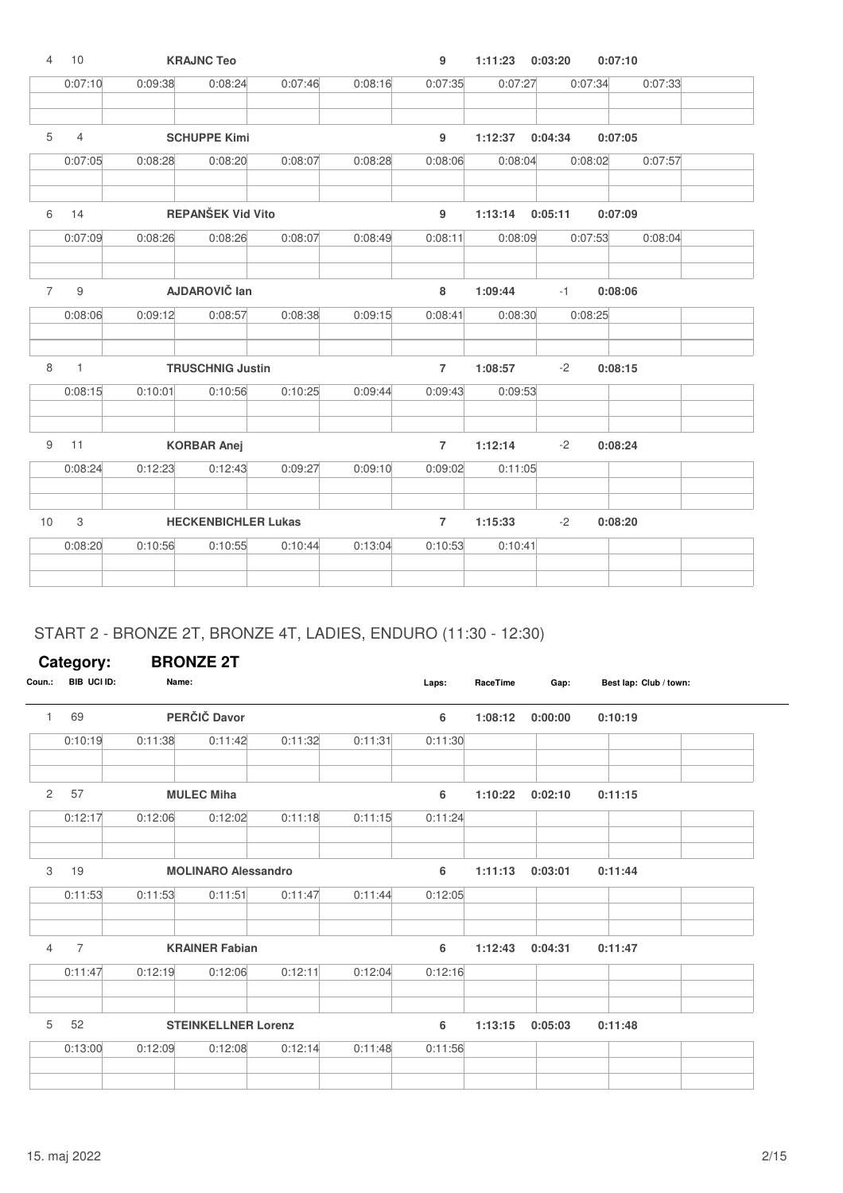| Coun.: | BIB UCI ID: | Name: | Laps: | RaceTime | Gap: | Best lap: Club / town: |
|---|---|---|---|---|---|---|
| 4 | 10 | **KRAJNC Teo** | 9 | 1:11:23 | 0:03:20 | 0:07:10 |

| | | | | | | | | | |
|---|---|---|---|---|---|---|---|---|---|
| 0:07:10 | 0:09:38 | 0:08:24 | 0:07:46 | 0:08:16 | 0:07:35 | 0:07:27 | 0:07:34 | 0:07:33 | |

| Coun.: | BIB UCI ID: | Name: | Laps: | RaceTime | Gap: | Best lap: Club / town: |
|---|---|---|---|---|---|---|
| 5 | 4 | **SCHUPPE Kimi** | 9 | 1:12:37 | 0:04:34 | 0:07:05 |

| | | | | | | | | | |
|---|---|---|---|---|---|---|---|---|---|
| 0:07:05 | 0:08:28 | 0:08:20 | 0:08:07 | 0:08:28 | 0:08:06 | 0:08:04 | 0:08:02 | 0:07:57 | |

| Coun.: | BIB UCI ID: | Name: | Laps: | RaceTime | Gap: | Best lap: Club / town: |
|---|---|---|---|---|---|---|
| 6 | 14 | **REPANŠEK Vid Vito** | 9 | 1:13:14 | 0:05:11 | 0:07:09 |

| | | | | | | | | | |
|---|---|---|---|---|---|---|---|---|---|
| 0:07:09 | 0:08:26 | 0:08:26 | 0:08:07 | 0:08:49 | 0:08:11 | 0:08:09 | 0:07:53 | 0:08:04 | |

| Coun.: | BIB UCI ID: | Name: | Laps: | RaceTime | Gap: | Best lap: Club / town: |
|---|---|---|---|---|---|---|
| 7 | 9 | **AJDAROVIČ Ian** | 8 | 1:09:44 | -1 | 0:08:06 |

| | | | | | | | | | |
|---|---|---|---|---|---|---|---|---|---|
| 0:08:06 | 0:09:12 | 0:08:57 | 0:08:38 | 0:09:15 | 0:08:41 | 0:08:30 | 0:08:25 | | |

| Coun.: | BIB UCI ID: | Name: | Laps: | RaceTime | Gap: | Best lap: Club / town: |
|---|---|---|---|---|---|---|
| 8 | 1 | **TRUSCHNIG Justin** | 7 | 1:08:57 | -2 | 0:08:15 |

| | | | | | | | | | |
|---|---|---|---|---|---|---|---|---|---|
| 0:08:15 | 0:10:01 | 0:10:56 | 0:10:25 | 0:09:44 | 0:09:43 | 0:09:53 | | | |

| Coun.: | BIB UCI ID: | Name: | Laps: | RaceTime | Gap: | Best lap: Club / town: |
|---|---|---|---|---|---|---|
| 9 | 11 | **KORBAR Anej** | 7 | 1:12:14 | -2 | 0:08:24 |

| | | | | | | | | | |
|---|---|---|---|---|---|---|---|---|---|
| 0:08:24 | 0:12:23 | 0:12:43 | 0:09:27 | 0:09:10 | 0:09:02 | 0:11:05 | | | |

| Coun.: | BIB UCI ID: | Name: | Laps: | RaceTime | Gap: | Best lap: Club / town: |
|---|---|---|---|---|---|---|
| 10 | 3 | **HECKENBICHLER Lukas** | 7 | 1:15:33 | -2 | 0:08:20 |

| | | | | | | | | | |
|---|---|---|---|---|---|---|---|---|---|
| 0:08:20 | 0:10:56 | 0:10:55 | 0:10:44 | 0:13:04 | 0:10:53 | 0:10:41 | | | |

## START 2 - BRONZE 2T, BRONZE 4T, LADIES, ENDURO (11:30 - 12:30)

### Category: BRONZE 2T

| Coun.: | BIB UCI ID: | Name: | Laps: | RaceTime | Gap: | Best lap: Club / town: |
|---|---|---|---|---|---|---|
| 1 | 69 | **PERČIČ Davor** | 6 | 1:08:12 | 0:00:00 | 0:10:19 |

| | | | | | | | | | |
|---|---|---|---|---|---|---|---|---|---|
| 0:10:19 | 0:11:38 | 0:11:42 | 0:11:32 | 0:11:31 | 0:11:30 | | | | |

| Coun.: | BIB UCI ID: | Name: | Laps: | RaceTime | Gap: | Best lap: Club / town: |
|---|---|---|---|---|---|---|
| 2 | 57 | **MULEC Miha** | 6 | 1:10:22 | 0:02:10 | 0:11:15 |

| | | | | | | | | | |
|---|---|---|---|---|---|---|---|---|---|
| 0:12:17 | 0:12:06 | 0:12:02 | 0:11:18 | 0:11:15 | 0:11:24 | | | | |

| Coun.: | BIB UCI ID: | Name: | Laps: | RaceTime | Gap: | Best lap: Club / town: |
|---|---|---|---|---|---|---|
| 3 | 19 | **MOLINARO Alessandro** | 6 | 1:11:13 | 0:03:01 | 0:11:44 |

| | | | | | | | | | |
|---|---|---|---|---|---|---|---|---|---|
| 0:11:53 | 0:11:53 | 0:11:51 | 0:11:47 | 0:11:44 | 0:12:05 | | | | |

| Coun.: | BIB UCI ID: | Name: | Laps: | RaceTime | Gap: | Best lap: Club / town: |
|---|---|---|---|---|---|---|
| 4 | 7 | **KRAINER Fabian** | 6 | 1:12:43 | 0:04:31 | 0:11:47 |

| | | | | | | | | | |
|---|---|---|---|---|---|---|---|---|---|
| 0:11:47 | 0:12:19 | 0:12:06 | 0:12:11 | 0:12:04 | 0:12:16 | | | | |

| Coun.: | BIB UCI ID: | Name: | Laps: | RaceTime | Gap: | Best lap: Club / town: |
|---|---|---|---|---|---|---|
| 5 | 52 | **STEINKELLNER Lorenz** | 6 | 1:13:15 | 0:05:03 | 0:11:48 |

| | | | | | | | | | |
|---|---|---|---|---|---|---|---|---|---|
| 0:13:00 | 0:12:09 | 0:12:08 | 0:12:14 | 0:11:48 | 0:11:56 | | | | |

15. maj 2022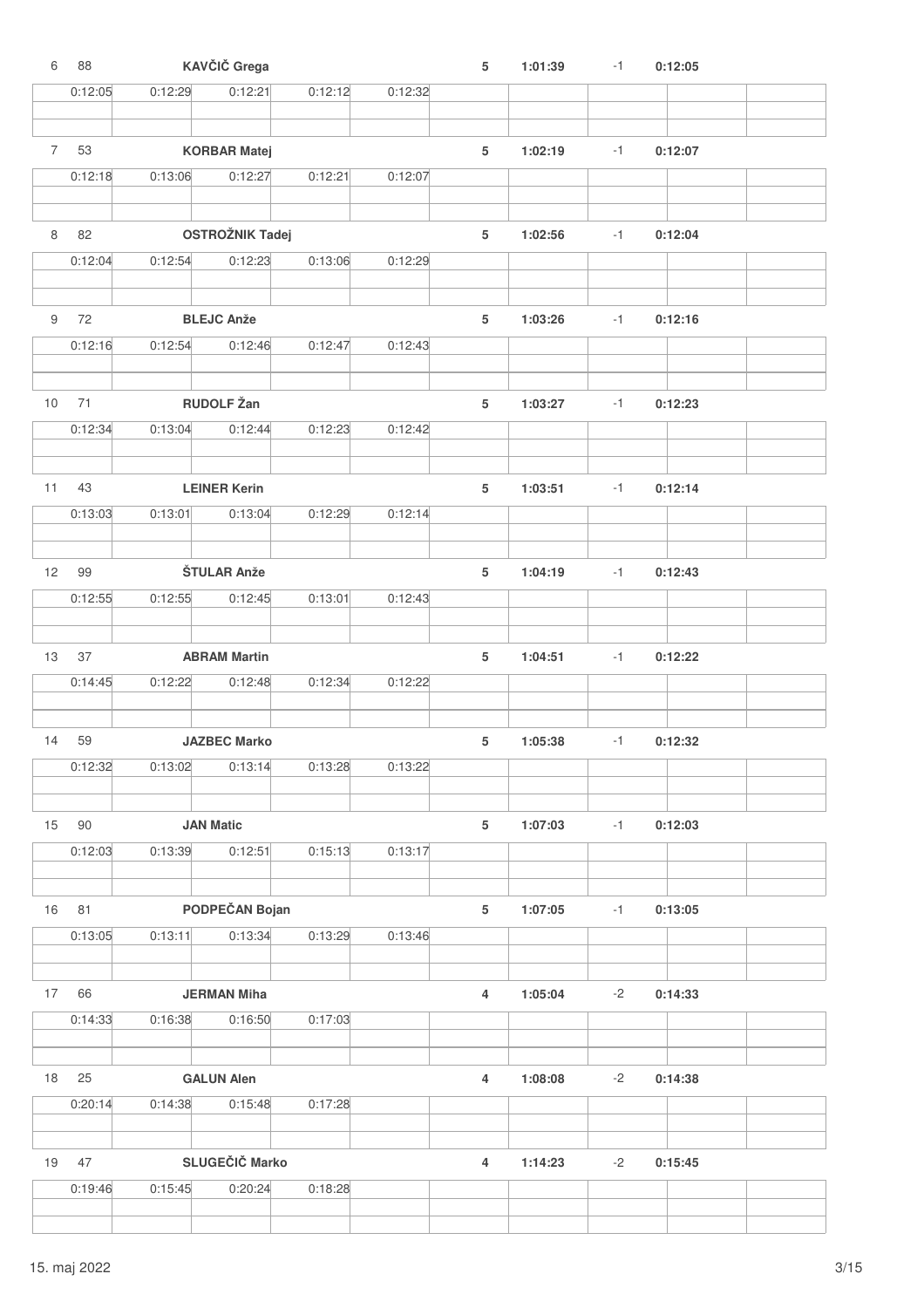| Pos. | No. | Name | Laps | Time | Diff | Best lap | | | | |
|---|---|---|---|---|---|---|---|---|---|---|
| 6 | 88 | KAVČIČ Grega | 5 | 1:01:39 | -1 | 0:12:05 | | | | |
| | 0:12:05 | 0:12:29 | 0:12:21 | 0:12:12 | 0:12:32 | | | | | |
| 7 | 53 | KORBAR Matej | 5 | 1:02:19 | -1 | 0:12:07 | | | | |
| | 0:12:18 | 0:13:06 | 0:12:27 | 0:12:21 | 0:12:07 | | | | | |
| 8 | 82 | OSTROŽNIK Tadej | 5 | 1:02:56 | -1 | 0:12:04 | | | | |
| | 0:12:04 | 0:12:54 | 0:12:23 | 0:13:06 | 0:12:29 | | | | | |
| 9 | 72 | BLEJC Anže | 5 | 1:03:26 | -1 | 0:12:16 | | | | |
| | 0:12:16 | 0:12:54 | 0:12:46 | 0:12:47 | 0:12:43 | | | | | |
| 10 | 71 | RUDOLF Žan | 5 | 1:03:27 | -1 | 0:12:23 | | | | |
| | 0:12:34 | 0:13:04 | 0:12:44 | 0:12:23 | 0:12:42 | | | | | |
| 11 | 43 | LEINER Kerin | 5 | 1:03:51 | -1 | 0:12:14 | | | | |
| | 0:13:03 | 0:13:01 | 0:13:04 | 0:12:29 | 0:12:14 | | | | | |
| 12 | 99 | ŠTULAR Anže | 5 | 1:04:19 | -1 | 0:12:43 | | | | |
| | 0:12:55 | 0:12:55 | 0:12:45 | 0:13:01 | 0:12:43 | | | | | |
| 13 | 37 | ABRAM Martin | 5 | 1:04:51 | -1 | 0:12:22 | | | | |
| | 0:14:45 | 0:12:22 | 0:12:48 | 0:12:34 | 0:12:22 | | | | | |
| 14 | 59 | JAZBEC Marko | 5 | 1:05:38 | -1 | 0:12:32 | | | | |
| | 0:12:32 | 0:13:02 | 0:13:14 | 0:13:28 | 0:13:22 | | | | | |
| 15 | 90 | JAN Matic | 5 | 1:07:03 | -1 | 0:12:03 | | | | |
| | 0:12:03 | 0:13:39 | 0:12:51 | 0:15:13 | 0:13:17 | | | | | |
| 16 | 81 | PODPEČAN Bojan | 5 | 1:07:05 | -1 | 0:13:05 | | | | |
| | 0:13:05 | 0:13:11 | 0:13:34 | 0:13:29 | 0:13:46 | | | | | |
| 17 | 66 | JERMAN Miha | 4 | 1:05:04 | -2 | 0:14:33 | | | | |
| | 0:14:33 | 0:16:38 | 0:16:50 | 0:17:03 | | | | | | |
| 18 | 25 | GALUN Alen | 4 | 1:08:08 | -2 | 0:14:38 | | | | |
| | 0:20:14 | 0:14:38 | 0:15:48 | 0:17:28 | | | | | | |
| 19 | 47 | SLUGEČIČ Marko | 4 | 1:14:23 | -2 | 0:15:45 | | | | |
| | 0:19:46 | 0:15:45 | 0:20:24 | 0:18:28 | | | | | | |

15. maj 2022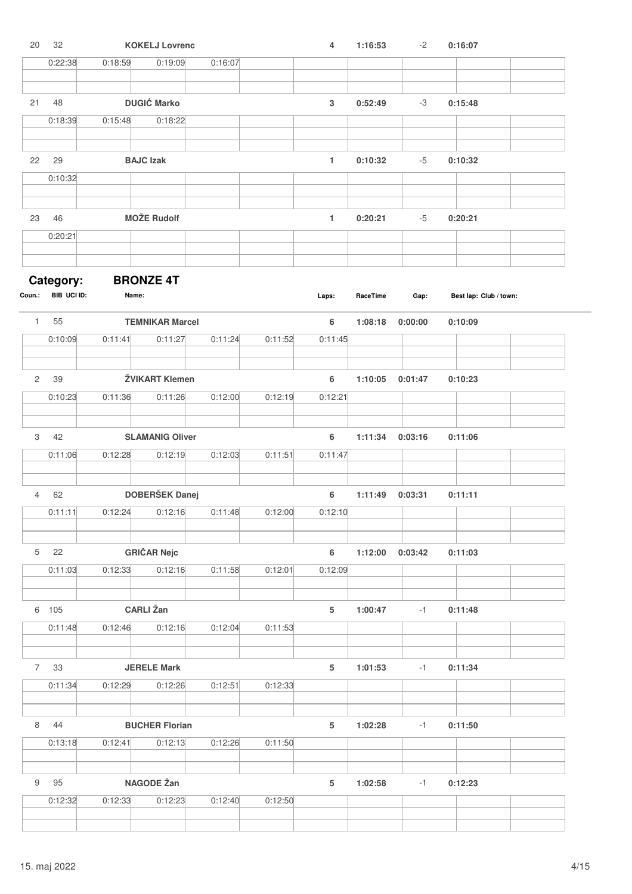| Coun.: | BIB UCI ID: | Name: | | | Laps: | RaceTime | Gap: | Best lap: Club / town: |
|---|---|---|---|---|---|---|---|---|
| 20 | 32 | **KOKELJ Lovrenc** | | | **4** | **1:16:53** | -2 | **0:16:07** |
| | 0:22:38 | 0:18:59 | 0:19:09 | 0:16:07 | | | | |
| 21 | 48 | **DUGIĆ Marko** | | | **3** | **0:52:49** | -3 | **0:15:48** |
| | 0:18:39 | 0:15:48 | 0:18:22 | | | | | |
| 22 | 29 | **BAJC Izak** | | | **1** | **0:10:32** | -5 | **0:10:32** |
| | 0:10:32 | | | | | | | |
| 23 | 46 | **MOŽE Rudolf** | | | **1** | **0:20:21** | -5 | **0:20:21** |
| | 0:20:21 | | | | | | | |

## Category: BRONZE 4T

| Coun.: | BIB UCI ID: | Name: | | | | Laps: | RaceTime | Gap: | Best lap: Club / town: |
|---|---|---|---|---|---|---|---|---|---|
| 1 | 55 | **TEMNIKAR Marcel** | | | | **6** | **1:08:18** | **0:00:00** | **0:10:09** |
| | 0:10:09 | 0:11:41 | 0:11:27 | 0:11:24 | 0:11:52 | 0:11:45 | | | |
| 2 | 39 | **ŽVIKART Klemen** | | | | **6** | **1:10:05** | **0:01:47** | **0:10:23** |
| | 0:10:23 | 0:11:36 | 0:11:26 | 0:12:00 | 0:12:19 | 0:12:21 | | | |
| 3 | 42 | **SLAMANIG Oliver** | | | | **6** | **1:11:34** | **0:03:16** | **0:11:06** |
| | 0:11:06 | 0:12:28 | 0:12:19 | 0:12:03 | 0:11:51 | 0:11:47 | | | |
| 4 | 62 | **DOBERŠEK Danej** | | | | **6** | **1:11:49** | **0:03:31** | **0:11:11** |
| | 0:11:11 | 0:12:24 | 0:12:16 | 0:11:48 | 0:12:00 | 0:12:10 | | | |
| 5 | 22 | **GRIČAR Nejc** | | | | **6** | **1:12:00** | **0:03:42** | **0:11:03** |
| | 0:11:03 | 0:12:33 | 0:12:16 | 0:11:58 | 0:12:01 | 0:12:09 | | | |
| 6 | 105 | **CARLI Žan** | | | | **5** | **1:00:47** | -1 | **0:11:48** |
| | 0:11:48 | 0:12:46 | 0:12:16 | 0:12:04 | 0:11:53 | | | | |
| 7 | 33 | **JERELE Mark** | | | | **5** | **1:01:53** | -1 | **0:11:34** |
| | 0:11:34 | 0:12:29 | 0:12:26 | 0:12:51 | 0:12:33 | | | | |
| 8 | 44 | **BUCHER Florian** | | | | **5** | **1:02:28** | -1 | **0:11:50** |
| | 0:13:18 | 0:12:41 | 0:12:13 | 0:12:26 | 0:11:50 | | | | |
| 9 | 95 | **NAGODE Žan** | | | | **5** | **1:02:58** | -1 | **0:12:23** |
| | 0:12:32 | 0:12:33 | 0:12:23 | 0:12:40 | 0:12:50 | | | | |

15. maj 2022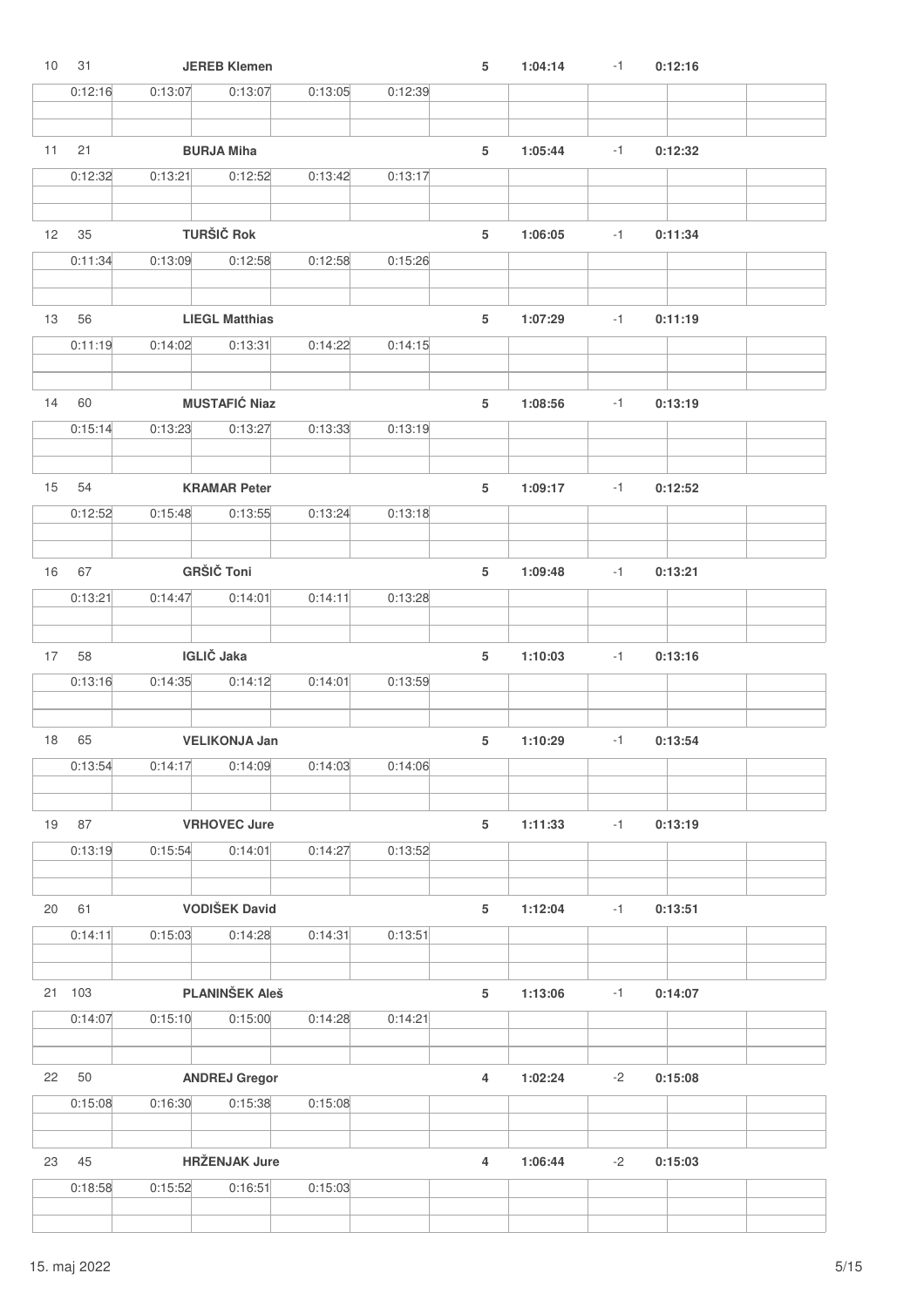| Place | No. | Name | | | | Laps | Time | Diff | Best lap |
|---|---|---|---|---|---|---|---|---|---|
| 10 | 31 | JEREB Klemen | | | | 5 | 1:04:14 | -1 | 0:12:16 |
| 0:12:16 | 0:13:07 | 0:13:07 | 0:13:05 | 0:12:39 | | | | | |
| 11 | 21 | BURJA Miha | | | | 5 | 1:05:44 | -1 | 0:12:32 |
| 0:12:32 | 0:13:21 | 0:12:52 | 0:13:42 | 0:13:17 | | | | | |
| 12 | 35 | TURŠIČ Rok | | | | 5 | 1:06:05 | -1 | 0:11:34 |
| 0:11:34 | 0:13:09 | 0:12:58 | 0:12:58 | 0:15:26 | | | | | |
| 13 | 56 | LIEGL Matthias | | | | 5 | 1:07:29 | -1 | 0:11:19 |
| 0:11:19 | 0:14:02 | 0:13:31 | 0:14:22 | 0:14:15 | | | | | |
| 14 | 60 | MUSTAFIĆ Niaz | | | | 5 | 1:08:56 | -1 | 0:13:19 |
| 0:15:14 | 0:13:23 | 0:13:27 | 0:13:33 | 0:13:19 | | | | | |
| 15 | 54 | KRAMAR Peter | | | | 5 | 1:09:17 | -1 | 0:12:52 |
| 0:12:52 | 0:15:48 | 0:13:55 | 0:13:24 | 0:13:18 | | | | | |
| 16 | 67 | GRŠIČ Toni | | | | 5 | 1:09:48 | -1 | 0:13:21 |
| 0:13:21 | 0:14:47 | 0:14:01 | 0:14:11 | 0:13:28 | | | | | |
| 17 | 58 | IGLIČ Jaka | | | | 5 | 1:10:03 | -1 | 0:13:16 |
| 0:13:16 | 0:14:35 | 0:14:12 | 0:14:01 | 0:13:59 | | | | | |
| 18 | 65 | VELIKONJA Jan | | | | 5 | 1:10:29 | -1 | 0:13:54 |
| 0:13:54 | 0:14:17 | 0:14:09 | 0:14:03 | 0:14:06 | | | | | |
| 19 | 87 | VRHOVEC Jure | | | | 5 | 1:11:33 | -1 | 0:13:19 |
| 0:13:19 | 0:15:54 | 0:14:01 | 0:14:27 | 0:13:52 | | | | | |
| 20 | 61 | VODIŠEK David | | | | 5 | 1:12:04 | -1 | 0:13:51 |
| 0:14:11 | 0:15:03 | 0:14:28 | 0:14:31 | 0:13:51 | | | | | |
| 21 | 103 | PLANINŠEK Aleš | | | | 5 | 1:13:06 | -1 | 0:14:07 |
| 0:14:07 | 0:15:10 | 0:15:00 | 0:14:28 | 0:14:21 | | | | | |
| 22 | 50 | ANDREJ Gregor | | | | 4 | 1:02:24 | -2 | 0:15:08 |
| 0:15:08 | 0:16:30 | 0:15:38 | 0:15:08 | | | | | | |
| 23 | 45 | HRŽENJAK Jure | | | | 4 | 1:06:44 | -2 | 0:15:03 |
| 0:18:58 | 0:15:52 | 0:16:51 | 0:15:03 | | | | | | |

15. maj 2022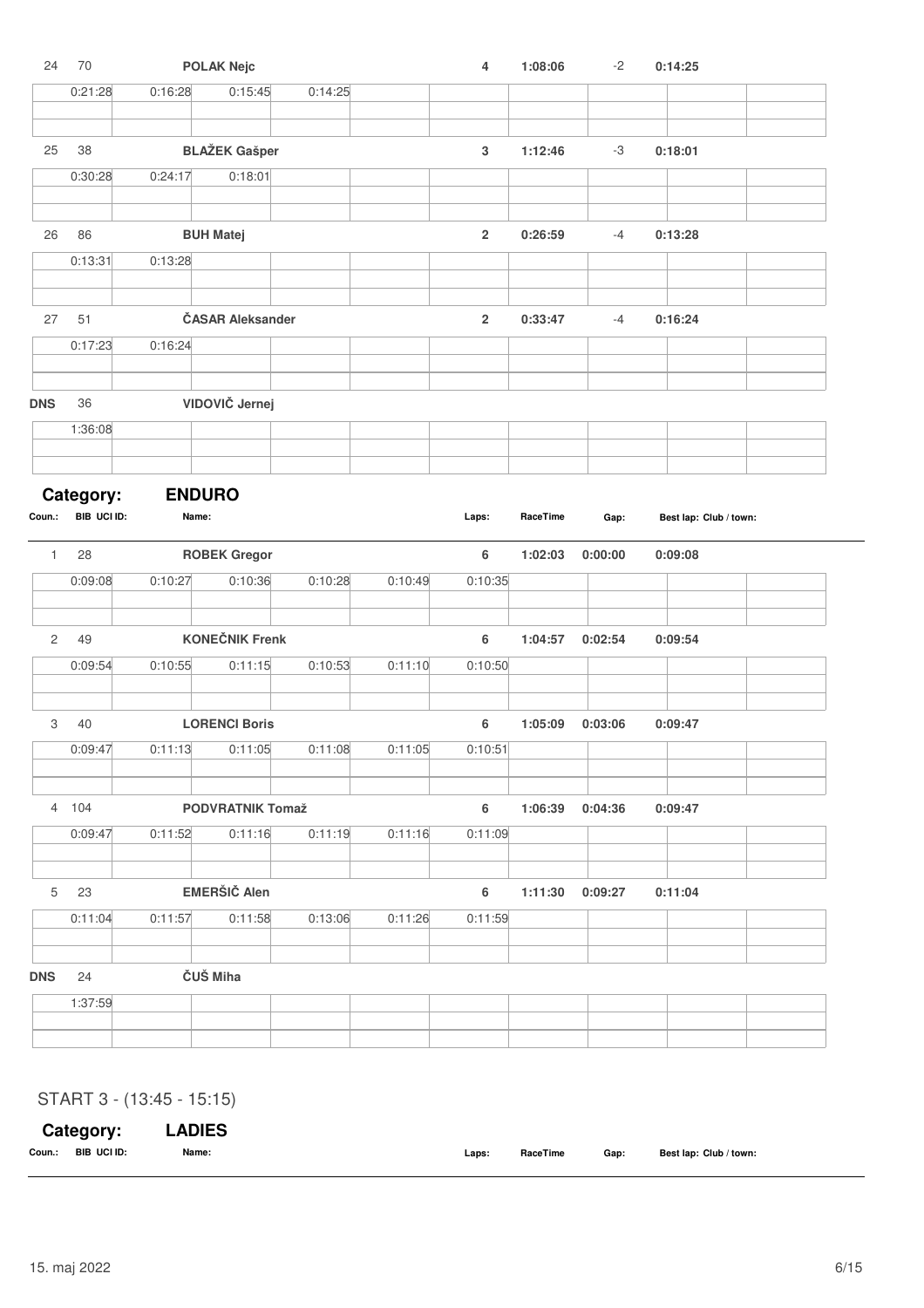| Coun.: | BIB UCI ID: | Name: | | | | Laps: | RaceTime | Gap: | Best lap: Club / town: |
|---|---|---|---|---|---|---|---|---|---|
| 24 | 70 | POLAK Nejc | | | | 4 | 1:08:06 | -2 | 0:14:25 |
| 0:21:28 | 0:16:28 | 0:15:45 | 0:14:25 | | | | | | |
| 25 | 38 | BLAŽEK Gašper | | | | 3 | 1:12:46 | -3 | 0:18:01 |
| 0:30:28 | 0:24:17 | 0:18:01 | | | | | | | |
| 26 | 86 | BUH Matej | | | | 2 | 0:26:59 | -4 | 0:13:28 |
| 0:13:31 | 0:13:28 | | | | | | | | |
| 27 | 51 | ČASAR Aleksander | | | | 2 | 0:33:47 | -4 | 0:16:24 |
| 0:17:23 | 0:16:24 | | | | | | | | |
| DNS | 36 | VIDOVIČ Jernej | | | | | | | |
| 1:36:08 | | | | | | | | | |

## Category: ENDURO

| Coun.: | BIB UCI ID: | Name: | | | | Laps: | RaceTime | Gap: | Best lap: Club / town: |
|---|---|---|---|---|---|---|---|---|---|
| 1 | 28 | ROBEK Gregor | | | | 6 | 1:02:03 | 0:00:00 | 0:09:08 |
| 0:09:08 | 0:10:27 | 0:10:36 | 0:10:28 | 0:10:49 | 0:10:35 | | | | |
| 2 | 49 | KONEČNIK Frenk | | | | 6 | 1:04:57 | 0:02:54 | 0:09:54 |
| 0:09:54 | 0:10:55 | 0:11:15 | 0:10:53 | 0:11:10 | 0:10:50 | | | | |
| 3 | 40 | LORENCI Boris | | | | 6 | 1:05:09 | 0:03:06 | 0:09:47 |
| 0:09:47 | 0:11:13 | 0:11:05 | 0:11:08 | 0:11:05 | 0:10:51 | | | | |
| 4 | 104 | PODVRATNIK Tomaž | | | | 6 | 1:06:39 | 0:04:36 | 0:09:47 |
| 0:09:47 | 0:11:52 | 0:11:16 | 0:11:19 | 0:11:16 | 0:11:09 | | | | |
| 5 | 23 | EMERŠIČ Alen | | | | 6 | 1:11:30 | 0:09:27 | 0:11:04 |
| 0:11:04 | 0:11:57 | 0:11:58 | 0:13:06 | 0:11:26 | 0:11:59 | | | | |
| DNS | 24 | ČUŠ Miha | | | | | | | |
| 1:37:59 | | | | | | | | | |

## START 3 - (13:45 - 15:15)

## Category: LADIES

| Coun.: | BIB UCI ID: | Name: | Laps: | RaceTime | Gap: | Best lap: Club / town: |
|---|---|---|---|---|---|---|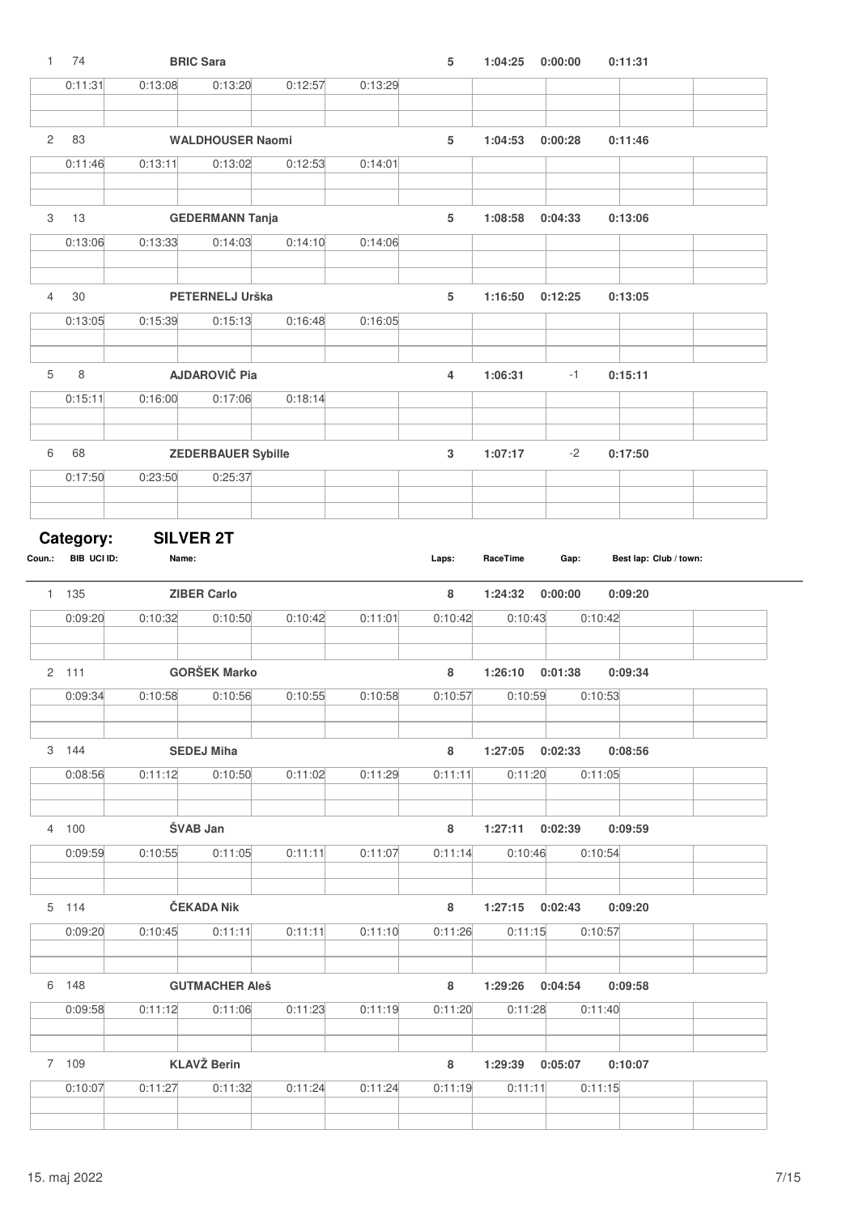| Pos | BIB | Name | Laps | RaceTime | Gap | Best lap |
|---|---|---|---|---|---|---|
| 1 | 74 | BRIC Sara | 5 | 1:04:25 | 0:00:00 | 0:11:31 |
| | | 0:11:31 \| 0:13:08 \| 0:13:20 \| 0:12:57 \| 0:13:29 | | | | |
| 2 | 83 | WALDHOUSER Naomi | 5 | 1:04:53 | 0:00:28 | 0:11:46 |
| | | 0:11:46 \| 0:13:11 \| 0:13:02 \| 0:12:53 \| 0:14:01 | | | | |
| 3 | 13 | GEDERMANN Tanja | 5 | 1:08:58 | 0:04:33 | 0:13:06 |
| | | 0:13:06 \| 0:13:33 \| 0:14:03 \| 0:14:10 \| 0:14:06 | | | | |
| 4 | 30 | PETERNELJ Urška | 5 | 1:16:50 | 0:12:25 | 0:13:05 |
| | | 0:13:05 \| 0:15:39 \| 0:15:13 \| 0:16:48 \| 0:16:05 | | | | |
| 5 | 8 | AJDAROVIČ Pia | 4 | 1:06:31 | -1 | 0:15:11 |
| | | 0:15:11 \| 0:16:00 \| 0:17:06 \| 0:18:14 | | | | |
| 6 | 68 | ZEDERBAUER Sybille | 3 | 1:07:17 | -2 | 0:17:50 |
| | | 0:17:50 \| 0:23:50 \| 0:25:37 | | | | |

## Category: SILVER 2T

| Coun.: | BIB UCI ID: | Name: | Laps: | RaceTime | Gap: | Best lap: | Club / town: |
|---|---|---|---|---|---|---|---|
| 1 | 135 | ZIBER Carlo | 8 | 1:24:32 | 0:00:00 | 0:09:20 | |
| | | 0:09:20 \| 0:10:32 \| 0:10:50 \| 0:10:42 \| 0:11:01 \| 0:10:42 \| 0:10:43 \| 0:10:42 | | | | | |
| 2 | 111 | GORŠEK Marko | 8 | 1:26:10 | 0:01:38 | 0:09:34 | |
| | | 0:09:34 \| 0:10:58 \| 0:10:56 \| 0:10:55 \| 0:10:58 \| 0:10:57 \| 0:10:59 \| 0:10:53 | | | | | |
| 3 | 144 | SEDEJ Miha | 8 | 1:27:05 | 0:02:33 | 0:08:56 | |
| | | 0:08:56 \| 0:11:12 \| 0:10:50 \| 0:11:02 \| 0:11:29 \| 0:11:11 \| 0:11:20 \| 0:11:05 | | | | | |
| 4 | 100 | ŠVAB Jan | 8 | 1:27:11 | 0:02:39 | 0:09:59 | |
| | | 0:09:59 \| 0:10:55 \| 0:11:05 \| 0:11:11 \| 0:11:07 \| 0:11:14 \| 0:10:46 \| 0:10:54 | | | | | |
| 5 | 114 | ČEKADA Nik | 8 | 1:27:15 | 0:02:43 | 0:09:20 | |
| | | 0:09:20 \| 0:10:45 \| 0:11:11 \| 0:11:11 \| 0:11:10 \| 0:11:26 \| 0:11:15 \| 0:10:57 | | | | | |
| 6 | 148 | GUTMACHER Aleš | 8 | 1:29:26 | 0:04:54 | 0:09:58 | |
| | | 0:09:58 \| 0:11:12 \| 0:11:06 \| 0:11:23 \| 0:11:19 \| 0:11:20 \| 0:11:28 \| 0:11:40 | | | | | |
| 7 | 109 | KLAVŽ Berin | 8 | 1:29:39 | 0:05:07 | 0:10:07 | |
| | | 0:10:07 \| 0:11:27 \| 0:11:32 \| 0:11:24 \| 0:11:24 \| 0:11:19 \| 0:11:11 \| 0:11:15 | | | | | |

15. maj 2022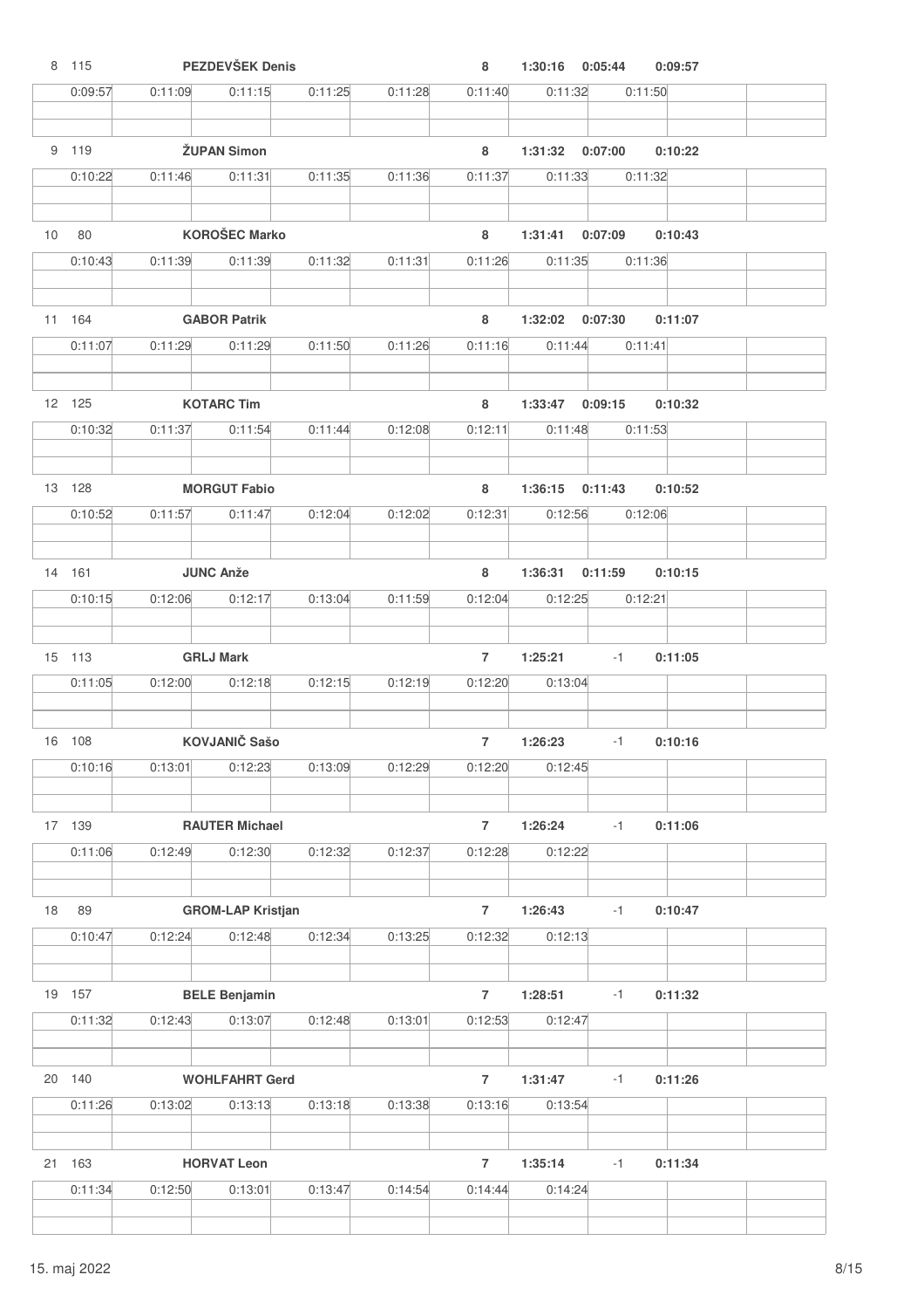8 115 **PEZDEVŠEK Denis** **8** **1:30:16** **0:05:44** **0:09:57**

| 0:09:57 | 0:11:09 | 0:11:15 | 0:11:25 | 0:11:28 | 0:11:40 | 0:11:32 | 0:11:50 | | |
|---|---|---|---|---|---|---|---|---|---|

9 119 **ŽUPAN Simon** **8** **1:31:32** **0:07:00** **0:10:22**

| 0:10:22 | 0:11:46 | 0:11:31 | 0:11:35 | 0:11:36 | 0:11:37 | 0:11:33 | 0:11:32 | | |
|---|---|---|---|---|---|---|---|---|---|

10 80 **KOROŠEC Marko** **8** **1:31:41** **0:07:09** **0:10:43**

| 0:10:43 | 0:11:39 | 0:11:39 | 0:11:32 | 0:11:31 | 0:11:26 | 0:11:35 | 0:11:36 | | |
|---|---|---|---|---|---|---|---|---|---|

11 164 **GABOR Patrik** **8** **1:32:02** **0:07:30** **0:11:07**

| 0:11:07 | 0:11:29 | 0:11:29 | 0:11:50 | 0:11:26 | 0:11:16 | 0:11:44 | 0:11:41 | | |
|---|---|---|---|---|---|---|---|---|---|

12 125 **KOTARC Tim** **8** **1:33:47** **0:09:15** **0:10:32**

| 0:10:32 | 0:11:37 | 0:11:54 | 0:11:44 | 0:12:08 | 0:12:11 | 0:11:48 | 0:11:53 | | |
|---|---|---|---|---|---|---|---|---|---|

13 128 **MORGUT Fabio** **8** **1:36:15** **0:11:43** **0:10:52**

| 0:10:52 | 0:11:57 | 0:11:47 | 0:12:04 | 0:12:02 | 0:12:31 | 0:12:56 | 0:12:06 | | |
|---|---|---|---|---|---|---|---|---|---|

14 161 **JUNC Anže** **8** **1:36:31** **0:11:59** **0:10:15**

| 0:10:15 | 0:12:06 | 0:12:17 | 0:13:04 | 0:11:59 | 0:12:04 | 0:12:25 | 0:12:21 | | |
|---|---|---|---|---|---|---|---|---|---|

15 113 **GRLJ Mark** **7** **1:25:21** -1 **0:11:05**

| 0:11:05 | 0:12:00 | 0:12:18 | 0:12:15 | 0:12:19 | 0:12:20 | 0:13:04 | | | |
|---|---|---|---|---|---|---|---|---|---|

16 108 **KOVJANIČ Sašo** **7** **1:26:23** -1 **0:10:16**

| 0:10:16 | 0:13:01 | 0:12:23 | 0:13:09 | 0:12:29 | 0:12:20 | 0:12:45 | | | |
|---|---|---|---|---|---|---|---|---|---|

17 139 **RAUTER Michael** **7** **1:26:24** -1 **0:11:06**

| 0:11:06 | 0:12:49 | 0:12:30 | 0:12:32 | 0:12:37 | 0:12:28 | 0:12:22 | | | |
|---|---|---|---|---|---|---|---|---|---|

18 89 **GROM-LAP Kristjan** **7** **1:26:43** -1 **0:10:47**

| 0:10:47 | 0:12:24 | 0:12:48 | 0:12:34 | 0:13:25 | 0:12:32 | 0:12:13 | | | |
|---|---|---|---|---|---|---|---|---|---|

19 157 **BELE Benjamin** **7** **1:28:51** -1 **0:11:32**

| 0:11:32 | 0:12:43 | 0:13:07 | 0:12:48 | 0:13:01 | 0:12:53 | 0:12:47 | | | |
|---|---|---|---|---|---|---|---|---|---|

20 140 **WOHLFAHRT Gerd** **7** **1:31:47** -1 **0:11:26**

| 0:11:26 | 0:13:02 | 0:13:13 | 0:13:18 | 0:13:38 | 0:13:16 | 0:13:54 | | | |
|---|---|---|---|---|---|---|---|---|---|

21 163 **HORVAT Leon** **7** **1:35:14** -1 **0:11:34**

| 0:11:34 | 0:12:50 | 0:13:01 | 0:13:47 | 0:14:54 | 0:14:44 | 0:14:24 | | | |
|---|---|---|---|---|---|---|---|---|---|

15. maj 2022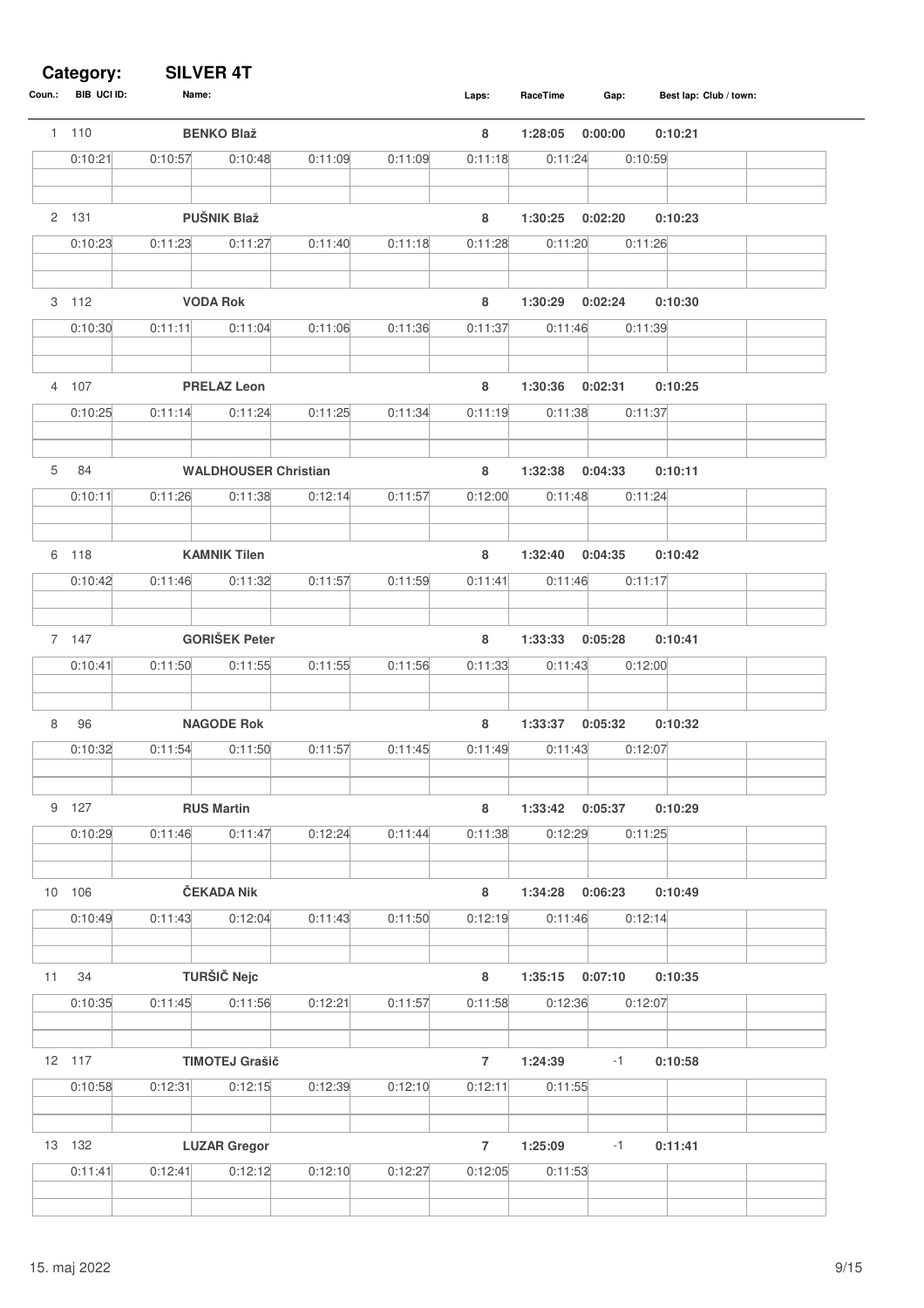**Category:** **SILVER 4T**

| Coun.: | BIB UCI ID: | Name: | Laps: | RaceTime | Gap: | Best lap: | Club / town: |
|---|---|---|---|---|---|---|---|
| 1 | 110 | **BENKO Blaž** | 8 | 1:28:05 | 0:00:00 | 0:10:21 | |
| | 0:10:21 | 0:10:57 | 0:10:48 | 0:11:09 | 0:11:09 | 0:11:18 | 0:11:24 | 0:10:59 |
| 2 | 131 | **PUŠNIK Blaž** | 8 | 1:30:25 | 0:02:20 | 0:10:23 | |
| | 0:10:23 | 0:11:23 | 0:11:27 | 0:11:40 | 0:11:18 | 0:11:28 | 0:11:20 | 0:11:26 |
| 3 | 112 | **VODA Rok** | 8 | 1:30:29 | 0:02:24 | 0:10:30 | |
| | 0:10:30 | 0:11:11 | 0:11:04 | 0:11:06 | 0:11:36 | 0:11:37 | 0:11:46 | 0:11:39 |
| 4 | 107 | **PRELAZ Leon** | 8 | 1:30:36 | 0:02:31 | 0:10:25 | |
| | 0:10:25 | 0:11:14 | 0:11:24 | 0:11:25 | 0:11:34 | 0:11:19 | 0:11:38 | 0:11:37 |
| 5 | 84 | **WALDHOUSER Christian** | 8 | 1:32:38 | 0:04:33 | 0:10:11 | |
| | 0:10:11 | 0:11:26 | 0:11:38 | 0:12:14 | 0:11:57 | 0:12:00 | 0:11:48 | 0:11:24 |
| 6 | 118 | **KAMNIK Tilen** | 8 | 1:32:40 | 0:04:35 | 0:10:42 | |
| | 0:10:42 | 0:11:46 | 0:11:32 | 0:11:57 | 0:11:59 | 0:11:41 | 0:11:46 | 0:11:17 |
| 7 | 147 | **GORIŠEK Peter** | 8 | 1:33:33 | 0:05:28 | 0:10:41 | |
| | 0:10:41 | 0:11:50 | 0:11:55 | 0:11:55 | 0:11:56 | 0:11:33 | 0:11:43 | 0:12:00 |
| 8 | 96 | **NAGODE Rok** | 8 | 1:33:37 | 0:05:32 | 0:10:32 | |
| | 0:10:32 | 0:11:54 | 0:11:50 | 0:11:57 | 0:11:45 | 0:11:49 | 0:11:43 | 0:12:07 |
| 9 | 127 | **RUS Martin** | 8 | 1:33:42 | 0:05:37 | 0:10:29 | |
| | 0:10:29 | 0:11:46 | 0:11:47 | 0:12:24 | 0:11:44 | 0:11:38 | 0:12:29 | 0:11:25 |
| 10 | 106 | **ČEKADA Nik** | 8 | 1:34:28 | 0:06:23 | 0:10:49 | |
| | 0:10:49 | 0:11:43 | 0:12:04 | 0:11:43 | 0:11:50 | 0:12:19 | 0:11:46 | 0:12:14 |
| 11 | 34 | **TURŠIČ Nejc** | 8 | 1:35:15 | 0:07:10 | 0:10:35 | |
| | 0:10:35 | 0:11:45 | 0:11:56 | 0:12:21 | 0:11:57 | 0:11:58 | 0:12:36 | 0:12:07 |
| 12 | 117 | **TIMOTEJ Grašič** | 7 | 1:24:39 | -1 | 0:10:58 | |
| | 0:10:58 | 0:12:31 | 0:12:15 | 0:12:39 | 0:12:10 | 0:12:11 | 0:11:55 | |
| 13 | 132 | **LUZAR Gregor** | 7 | 1:25:09 | -1 | 0:11:41 | |
| | 0:11:41 | 0:12:41 | 0:12:12 | 0:12:10 | 0:12:27 | 0:12:05 | 0:11:53 | |

15. maj 2022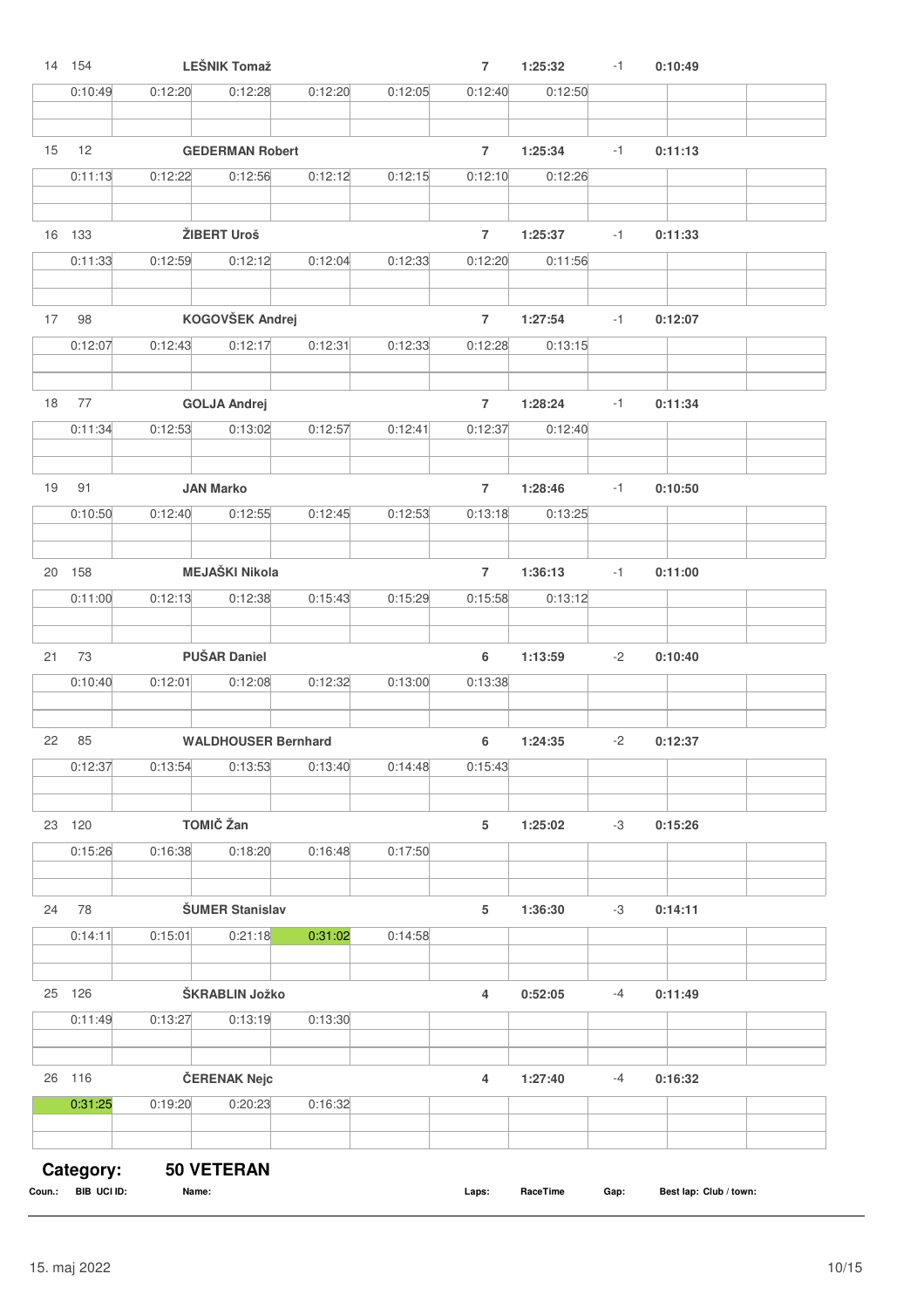| Coun. | BIB UCI ID | Name | Laps | RaceTime | Gap | Best lap | Club / town |
|---|---|---|---|---|---|---|---|
| 14 | 154 | LEŠNIK Tomaž | 7 | 1:25:32 | -1 | 0:10:49 | |
| | 0:10:49 | 0:12:20 | 0:12:28 | 0:12:20 | 0:12:05 | 0:12:40 | 0:12:50 |
| 15 | 12 | GEDERMAN Robert | 7 | 1:25:34 | -1 | 0:11:13 | |
| | 0:11:13 | 0:12:22 | 0:12:56 | 0:12:12 | 0:12:15 | 0:12:10 | 0:12:26 |
| 16 | 133 | ŽIBERT Uroš | 7 | 1:25:37 | -1 | 0:11:33 | |
| | 0:11:33 | 0:12:59 | 0:12:12 | 0:12:04 | 0:12:33 | 0:12:20 | 0:11:56 |
| 17 | 98 | KOGOVŠEK Andrej | 7 | 1:27:54 | -1 | 0:12:07 | |
| | 0:12:07 | 0:12:43 | 0:12:17 | 0:12:31 | 0:12:33 | 0:12:28 | 0:13:15 |
| 18 | 77 | GOLJA Andrej | 7 | 1:28:24 | -1 | 0:11:34 | |
| | 0:11:34 | 0:12:53 | 0:13:02 | 0:12:57 | 0:12:41 | 0:12:37 | 0:12:40 |
| 19 | 91 | JAN Marko | 7 | 1:28:46 | -1 | 0:10:50 | |
| | 0:10:50 | 0:12:40 | 0:12:55 | 0:12:45 | 0:12:53 | 0:13:18 | 0:13:25 |
| 20 | 158 | MEJAŠKI Nikola | 7 | 1:36:13 | -1 | 0:11:00 | |
| | 0:11:00 | 0:12:13 | 0:12:38 | 0:15:43 | 0:15:29 | 0:15:58 | 0:13:12 |
| 21 | 73 | PUŠAR Daniel | 6 | 1:13:59 | -2 | 0:10:40 | |
| | 0:10:40 | 0:12:01 | 0:12:08 | 0:12:32 | 0:13:00 | 0:13:38 | |
| 22 | 85 | WALDHOUSER Bernhard | 6 | 1:24:35 | -2 | 0:12:37 | |
| | 0:12:37 | 0:13:54 | 0:13:53 | 0:13:40 | 0:14:48 | 0:15:43 | |
| 23 | 120 | TOMIČ Žan | 5 | 1:25:02 | -3 | 0:15:26 | |
| | 0:15:26 | 0:16:38 | 0:18:20 | 0:16:48 | 0:17:50 | | |
| 24 | 78 | ŠUMER Stanislav | 5 | 1:36:30 | -3 | 0:14:11 | |
| | 0:14:11 | 0:15:01 | 0:21:18 | 0:31:02 | 0:14:58 | | |
| 25 | 126 | ŠKRABLIN Jožko | 4 | 0:52:05 | -4 | 0:11:49 | |
| | 0:11:49 | 0:13:27 | 0:13:19 | 0:13:30 | | | |
| 26 | 116 | ČERENAK Nejc | 4 | 1:27:40 | -4 | 0:16:32 | |
| | 0:31:25 | 0:19:20 | 0:20:23 | 0:16:32 | | | |

**Category:** **50 VETERAN**

| Coun.: | BIB UCI ID: | Name: | Laps: | RaceTime | Gap: | Best lap: | Club / town: |
|---|---|---|---|---|---|---|---|

15. maj 2022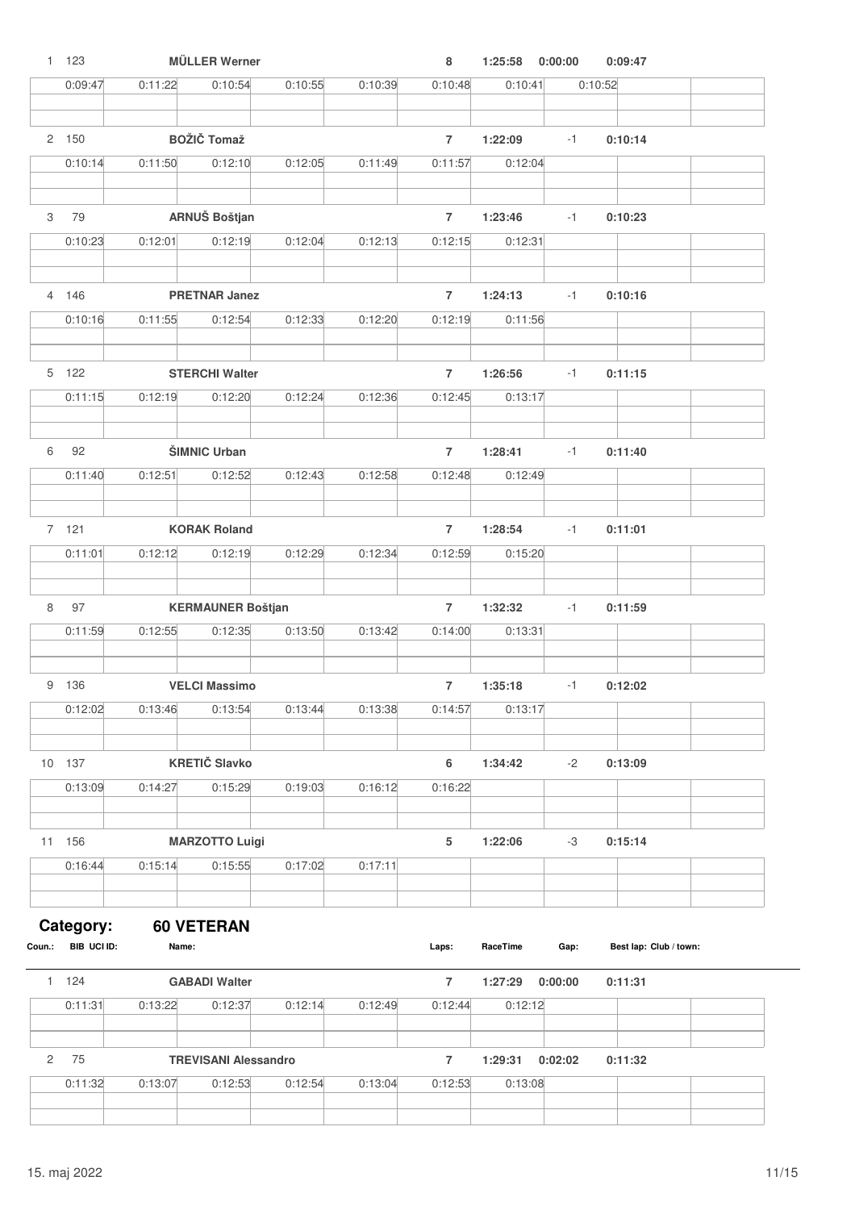| Coun.: | BIB UCI ID: | Name: | Laps: | RaceTime | Gap: | Best lap: Club / town: |
|---|---|---|---|---|---|---|
| 1 | 123 | MÜLLER Werner | 8 | 1:25:58 | 0:00:00 | 0:09:47 |
| | | 0:09:47 0:11:22 0:10:54 0:10:55 0:10:39 0:10:48 0:10:41 0:10:52 | | | | |
| 2 | 150 | BOŽIČ Tomaž | 7 | 1:22:09 | -1 | 0:10:14 |
| | | 0:10:14 0:11:50 0:12:10 0:12:05 0:11:49 0:11:57 0:12:04 | | | | |
| 3 | 79 | ARNUŠ Boštjan | 7 | 1:23:46 | -1 | 0:10:23 |
| | | 0:10:23 0:12:01 0:12:19 0:12:04 0:12:13 0:12:15 0:12:31 | | | | |
| 4 | 146 | PRETNAR Janez | 7 | 1:24:13 | -1 | 0:10:16 |
| | | 0:10:16 0:11:55 0:12:54 0:12:33 0:12:20 0:12:19 0:11:56 | | | | |
| 5 | 122 | STERCHI Walter | 7 | 1:26:56 | -1 | 0:11:15 |
| | | 0:11:15 0:12:19 0:12:20 0:12:24 0:12:36 0:12:45 0:13:17 | | | | |
| 6 | 92 | ŠIMNIC Urban | 7 | 1:28:41 | -1 | 0:11:40 |
| | | 0:11:40 0:12:51 0:12:52 0:12:43 0:12:58 0:12:48 0:12:49 | | | | |
| 7 | 121 | KORAK Roland | 7 | 1:28:54 | -1 | 0:11:01 |
| | | 0:11:01 0:12:12 0:12:19 0:12:29 0:12:34 0:12:59 0:15:20 | | | | |
| 8 | 97 | KERMAUNER Boštjan | 7 | 1:32:32 | -1 | 0:11:59 |
| | | 0:11:59 0:12:55 0:12:35 0:13:50 0:13:42 0:14:00 0:13:31 | | | | |
| 9 | 136 | VELCI Massimo | 7 | 1:35:18 | -1 | 0:12:02 |
| | | 0:12:02 0:13:46 0:13:54 0:13:44 0:13:38 0:14:57 0:13:17 | | | | |
| 10 | 137 | KRETIČ Slavko | 6 | 1:34:42 | -2 | 0:13:09 |
| | | 0:13:09 0:14:27 0:15:29 0:19:03 0:16:12 0:16:22 | | | | |
| 11 | 156 | MARZOTTO Luigi | 5 | 1:22:06 | -3 | 0:15:14 |
| | | 0:16:44 0:15:14 0:15:55 0:17:02 0:17:11 | | | | |

## Category: 60 VETERAN

| Coun.: | BIB UCI ID: | Name: | Laps: | RaceTime | Gap: | Best lap: Club / town: |
|---|---|---|---|---|---|---|
| 1 | 124 | GABADI Walter | 7 | 1:27:29 | 0:00:00 | 0:11:31 |
| | | 0:11:31 0:13:22 0:12:37 0:12:14 0:12:49 0:12:44 0:12:12 | | | | |
| 2 | 75 | TREVISANI Alessandro | 7 | 1:29:31 | 0:02:02 | 0:11:32 |
| | | 0:11:32 0:13:07 0:12:53 0:12:54 0:13:04 0:12:53 0:13:08 | | | | |

15. maj 2022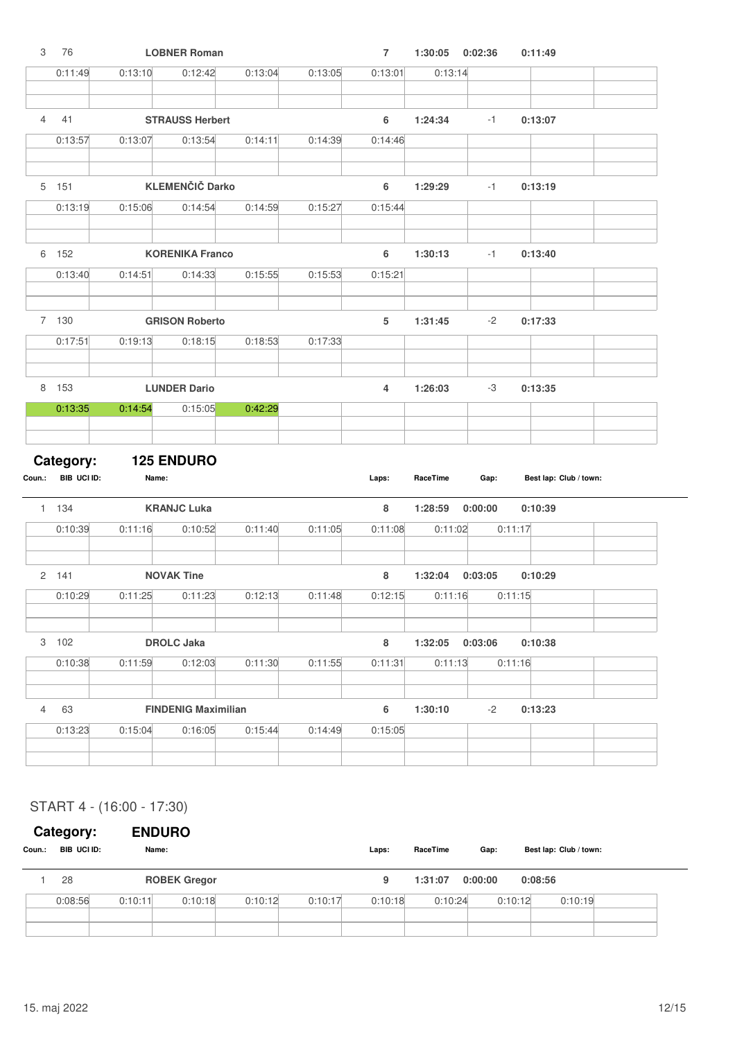| Coun.: | BIB UCI ID: | Name: | Laps: | RaceTime | Gap: | Best lap: Club / town: |
|---|---|---|---|---|---|---|
| 3 | 76 | LOBNER Roman | 7 | 1:30:05 | 0:02:36 | 0:11:49 |
| | | 0:11:49 · 0:13:10 · 0:12:42 · 0:13:04 · 0:13:05 · 0:13:01 · 0:13:14 | | | | |
| 4 | 41 | STRAUSS Herbert | 6 | 1:24:34 | -1 | 0:13:07 |
| | | 0:13:57 · 0:13:07 · 0:13:54 · 0:14:11 · 0:14:39 · 0:14:46 | | | | |
| 5 | 151 | KLEMENČIČ Darko | 6 | 1:29:29 | -1 | 0:13:19 |
| | | 0:13:19 · 0:15:06 · 0:14:54 · 0:14:59 · 0:15:27 · 0:15:44 | | | | |
| 6 | 152 | KORENIKA Franco | 6 | 1:30:13 | -1 | 0:13:40 |
| | | 0:13:40 · 0:14:51 · 0:14:33 · 0:15:55 · 0:15:53 · 0:15:21 | | | | |
| 7 | 130 | GRISON Roberto | 5 | 1:31:45 | -2 | 0:17:33 |
| | | 0:17:51 · 0:19:13 · 0:18:15 · 0:18:53 · 0:17:33 | | | | |
| 8 | 153 | LUNDER Dario | 4 | 1:26:03 | -3 | 0:13:35 |
| | | 0:13:35 · 0:14:54 · 0:15:05 · 0:42:29 | | | | |

## Category: 125 ENDURO

| Coun.: | BIB UCI ID: | Name: | Laps: | RaceTime | Gap: | Best lap: Club / town: |
|---|---|---|---|---|---|---|
| 1 | 134 | KRANJC Luka | 8 | 1:28:59 | 0:00:00 | 0:10:39 |
| | | 0:10:39 · 0:11:16 · 0:10:52 · 0:11:40 · 0:11:05 · 0:11:08 · 0:11:02 · 0:11:17 | | | | |
| 2 | 141 | NOVAK Tine | 8 | 1:32:04 | 0:03:05 | 0:10:29 |
| | | 0:10:29 · 0:11:25 · 0:11:23 · 0:12:13 · 0:11:48 · 0:12:15 · 0:11:16 · 0:11:15 | | | | |
| 3 | 102 | DROLC Jaka | 8 | 1:32:05 | 0:03:06 | 0:10:38 |
| | | 0:10:38 · 0:11:59 · 0:12:03 · 0:11:30 · 0:11:55 · 0:11:31 · 0:11:13 · 0:11:16 | | | | |
| 4 | 63 | FINDENIG Maximilian | 6 | 1:30:10 | -2 | 0:13:23 |
| | | 0:13:23 · 0:15:04 · 0:16:05 · 0:15:44 · 0:14:49 · 0:15:05 | | | | |

START 4 - (16:00 - 17:30)

## Category: ENDURO

| Coun.: | BIB UCI ID: | Name: | Laps: | RaceTime | Gap: | Best lap: Club / town: |
|---|---|---|---|---|---|---|
| 1 | 28 | ROBEK Gregor | 9 | 1:31:07 | 0:00:00 | 0:08:56 |
| | | 0:08:56 · 0:10:11 · 0:10:18 · 0:10:12 · 0:10:17 · 0:10:18 · 0:10:24 · 0:10:12 · 0:10:19 | | | | |

15. maj 2022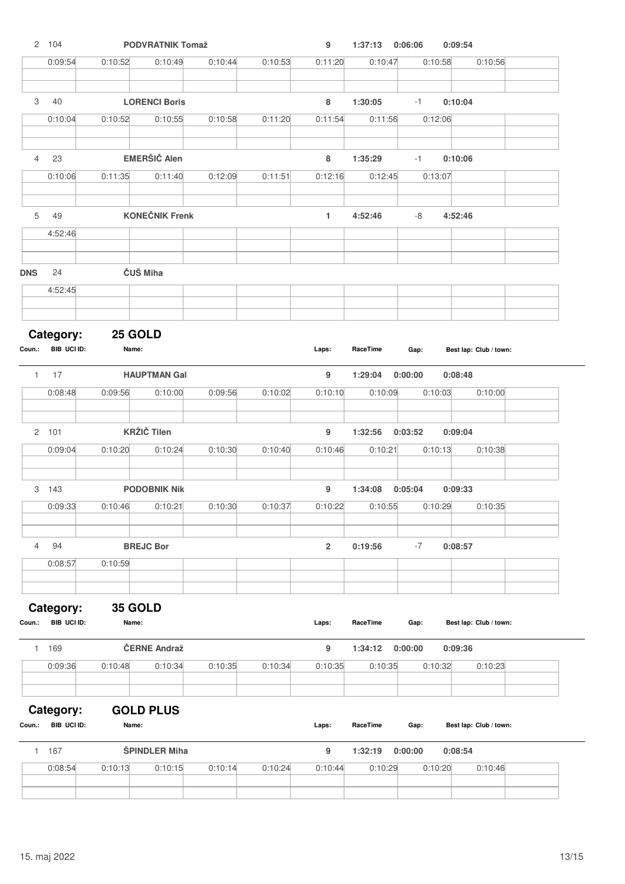| Coun.: | BIB UCI ID: | Name: | Laps: | RaceTime | Gap: | Best lap: Club / town: |
|---|---|---|---|---|---|---|
| 2 | 104 | **PODVRATNIK Tomaž** | 9 | 1:37:13 | 0:06:06 | 0:09:54 |

| 0:09:54 | 0:10:52 | 0:10:49 | 0:10:44 | 0:10:53 | 0:11:20 | 0:10:47 | 0:10:58 | 0:10:56 |
|---|---|---|---|---|---|---|---|---|

| Coun.: | BIB UCI ID: | Name: | Laps: | RaceTime | Gap: | Best lap: Club / town: |
|---|---|---|---|---|---|---|
| 3 | 40 | **LORENCI Boris** | 8 | 1:30:05 | -1 | 0:10:04 |

| 0:10:04 | 0:10:52 | 0:10:55 | 0:10:58 | 0:11:20 | 0:11:54 | 0:11:56 | 0:12:06 |
|---|---|---|---|---|---|---|---|

| Coun.: | BIB UCI ID: | Name: | Laps: | RaceTime | Gap: | Best lap: Club / town: |
|---|---|---|---|---|---|---|
| 4 | 23 | **EMERŠIČ Alen** | 8 | 1:35:29 | -1 | 0:10:06 |

| 0:10:06 | 0:11:35 | 0:11:40 | 0:12:09 | 0:11:51 | 0:12:16 | 0:12:45 | 0:13:07 |
|---|---|---|---|---|---|---|---|

| Coun.: | BIB UCI ID: | Name: | Laps: | RaceTime | Gap: | Best lap: Club / town: |
|---|---|---|---|---|---|---|
| 5 | 49 | **KONEČNIK Frenk** | 1 | 4:52:46 | -8 | 4:52:46 |

| 4:52:46 |
|---|

| Coun.: | BIB UCI ID: | Name: |
|---|---|---|
| DNS | 24 | **ČUŠ Miha** |

| 4:52:45 |
|---|

## Category: 25 GOLD

| Coun.: | BIB UCI ID: | Name: | Laps: | RaceTime | Gap: | Best lap: Club / town: |
|---|---|---|---|---|---|---|
| 1 | 17 | **HAUPTMAN Gal** | 9 | 1:29:04 | 0:00:00 | 0:08:48 |

| 0:08:48 | 0:09:56 | 0:10:00 | 0:09:56 | 0:10:02 | 0:10:10 | 0:10:09 | 0:10:03 | 0:10:00 |
|---|---|---|---|---|---|---|---|---|

| Coun.: | BIB UCI ID: | Name: | Laps: | RaceTime | Gap: | Best lap: Club / town: |
|---|---|---|---|---|---|---|
| 2 | 101 | **KRŽIČ Tilen** | 9 | 1:32:56 | 0:03:52 | 0:09:04 |

| 0:09:04 | 0:10:20 | 0:10:24 | 0:10:30 | 0:10:40 | 0:10:46 | 0:10:21 | 0:10:13 | 0:10:38 |
|---|---|---|---|---|---|---|---|---|

| Coun.: | BIB UCI ID: | Name: | Laps: | RaceTime | Gap: | Best lap: Club / town: |
|---|---|---|---|---|---|---|
| 3 | 143 | **PODOBNIK Nik** | 9 | 1:34:08 | 0:05:04 | 0:09:33 |

| 0:09:33 | 0:10:46 | 0:10:21 | 0:10:30 | 0:10:37 | 0:10:22 | 0:10:55 | 0:10:29 | 0:10:35 |
|---|---|---|---|---|---|---|---|---|

| Coun.: | BIB UCI ID: | Name: | Laps: | RaceTime | Gap: | Best lap: Club / town: |
|---|---|---|---|---|---|---|
| 4 | 94 | **BREJC Bor** | 2 | 0:19:56 | -7 | 0:08:57 |

| 0:08:57 | 0:10:59 |
|---|---|

## Category: 35 GOLD

| Coun.: | BIB UCI ID: | Name: | Laps: | RaceTime | Gap: | Best lap: Club / town: |
|---|---|---|---|---|---|---|
| 1 | 169 | **ČERNE Andraž** | 9 | 1:34:12 | 0:00:00 | 0:09:36 |

| 0:09:36 | 0:10:48 | 0:10:34 | 0:10:35 | 0:10:34 | 0:10:35 | 0:10:35 | 0:10:32 | 0:10:23 |
|---|---|---|---|---|---|---|---|---|

## Category: GOLD PLUS

| Coun.: | BIB UCI ID: | Name: | Laps: | RaceTime | Gap: | Best lap: Club / town: |
|---|---|---|---|---|---|---|
| 1 | 167 | **ŠPINDLER Miha** | 9 | 1:32:19 | 0:00:00 | 0:08:54 |

| 0:08:54 | 0:10:13 | 0:10:15 | 0:10:14 | 0:10:24 | 0:10:44 | 0:10:29 | 0:10:20 | 0:10:46 |
|---|---|---|---|---|---|---|---|---|

15. maj 2022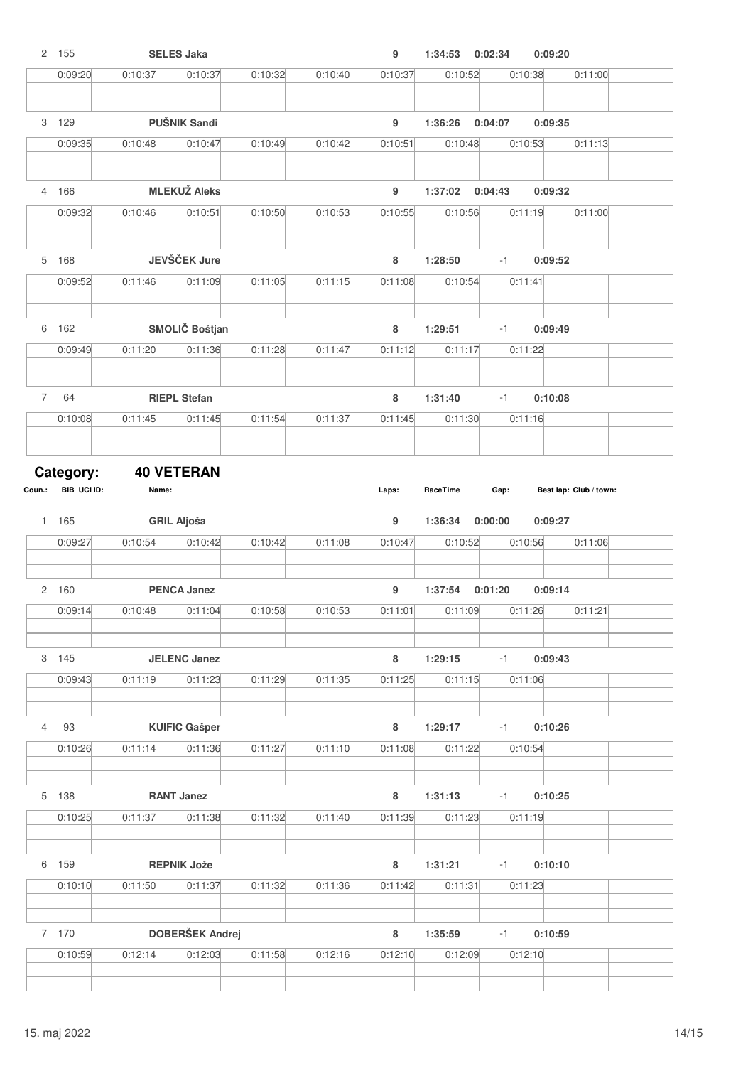| Coun.: | BIB UCI ID: | Name: | Laps: | RaceTime | Gap: | Best lap: Club / town: |
|---|---|---|---|---|---|---|
| 2 | 155 | **SELES Jaka** | 9 | 1:34:53 | 0:02:34 | 0:09:20 |

| 0:09:20 | 0:10:37 | 0:10:37 | 0:10:32 | 0:10:40 | 0:10:37 | 0:10:52 | 0:10:38 | 0:11:00 |
|---|---|---|---|---|---|---|---|---|

| | | | | | | |
|---|---|---|---|---|---|---|
| 3 | 129 | **PUŠNIK Sandi** | 9 | 1:36:26 | 0:04:07 | 0:09:35 |

| 0:09:35 | 0:10:48 | 0:10:47 | 0:10:49 | 0:10:42 | 0:10:51 | 0:10:48 | 0:10:53 | 0:11:13 |
|---|---|---|---|---|---|---|---|---|

| | | | | | | |
|---|---|---|---|---|---|---|
| 4 | 166 | **MLEKUŽ Aleks** | 9 | 1:37:02 | 0:04:43 | 0:09:32 |

| 0:09:32 | 0:10:46 | 0:10:51 | 0:10:50 | 0:10:53 | 0:10:55 | 0:10:56 | 0:11:19 | 0:11:00 |
|---|---|---|---|---|---|---|---|---|

| | | | | | | |
|---|---|---|---|---|---|---|
| 5 | 168 | **JEVŠČEK Jure** | 8 | 1:28:50 | -1 | 0:09:52 |

| 0:09:52 | 0:11:46 | 0:11:09 | 0:11:05 | 0:11:15 | 0:11:08 | 0:10:54 | 0:11:41 |
|---|---|---|---|---|---|---|---|

| | | | | | | |
|---|---|---|---|---|---|---|
| 6 | 162 | **SMOLIČ Boštjan** | 8 | 1:29:51 | -1 | 0:09:49 |

| 0:09:49 | 0:11:20 | 0:11:36 | 0:11:28 | 0:11:47 | 0:11:12 | 0:11:17 | 0:11:22 |
|---|---|---|---|---|---|---|---|

| | | | | | | |
|---|---|---|---|---|---|---|
| 7 | 64 | **RIEPL Stefan** | 8 | 1:31:40 | -1 | 0:10:08 |

| 0:10:08 | 0:11:45 | 0:11:45 | 0:11:54 | 0:11:37 | 0:11:45 | 0:11:30 | 0:11:16 |
|---|---|---|---|---|---|---|---|

## Category: 40 VETERAN

| Coun.: | BIB UCI ID: | Name: | Laps: | RaceTime | Gap: | Best lap: Club / town: |
|---|---|---|---|---|---|---|
| 1 | 165 | **GRIL Aljoša** | 9 | 1:36:34 | 0:00:00 | 0:09:27 |

| 0:09:27 | 0:10:54 | 0:10:42 | 0:10:42 | 0:11:08 | 0:10:47 | 0:10:52 | 0:10:56 | 0:11:06 |
|---|---|---|---|---|---|---|---|---|

| | | | | | | |
|---|---|---|---|---|---|---|
| 2 | 160 | **PENCA Janez** | 9 | 1:37:54 | 0:01:20 | 0:09:14 |

| 0:09:14 | 0:10:48 | 0:11:04 | 0:10:58 | 0:10:53 | 0:11:01 | 0:11:09 | 0:11:26 | 0:11:21 |
|---|---|---|---|---|---|---|---|---|

| | | | | | | |
|---|---|---|---|---|---|---|
| 3 | 145 | **JELENC Janez** | 8 | 1:29:15 | -1 | 0:09:43 |

| 0:09:43 | 0:11:19 | 0:11:23 | 0:11:29 | 0:11:35 | 0:11:25 | 0:11:15 | 0:11:06 |
|---|---|---|---|---|---|---|---|

| | | | | | | |
|---|---|---|---|---|---|---|
| 4 | 93 | **KUIFIC Gašper** | 8 | 1:29:17 | -1 | 0:10:26 |

| 0:10:26 | 0:11:14 | 0:11:36 | 0:11:27 | 0:11:10 | 0:11:08 | 0:11:22 | 0:10:54 |
|---|---|---|---|---|---|---|---|

| | | | | | | |
|---|---|---|---|---|---|---|
| 5 | 138 | **RANT Janez** | 8 | 1:31:13 | -1 | 0:10:25 |

| 0:10:25 | 0:11:37 | 0:11:38 | 0:11:32 | 0:11:40 | 0:11:39 | 0:11:23 | 0:11:19 |
|---|---|---|---|---|---|---|---|

| | | | | | | |
|---|---|---|---|---|---|---|
| 6 | 159 | **REPNIK Jože** | 8 | 1:31:21 | -1 | 0:10:10 |

| 0:10:10 | 0:11:50 | 0:11:37 | 0:11:32 | 0:11:36 | 0:11:42 | 0:11:31 | 0:11:23 |
|---|---|---|---|---|---|---|---|

| | | | | | | |
|---|---|---|---|---|---|---|
| 7 | 170 | **DOBERŠEK Andrej** | 8 | 1:35:59 | -1 | 0:10:59 |

| 0:10:59 | 0:12:14 | 0:12:03 | 0:11:58 | 0:12:16 | 0:12:10 | 0:12:09 | 0:12:10 |
|---|---|---|---|---|---|---|---|

15. maj 2022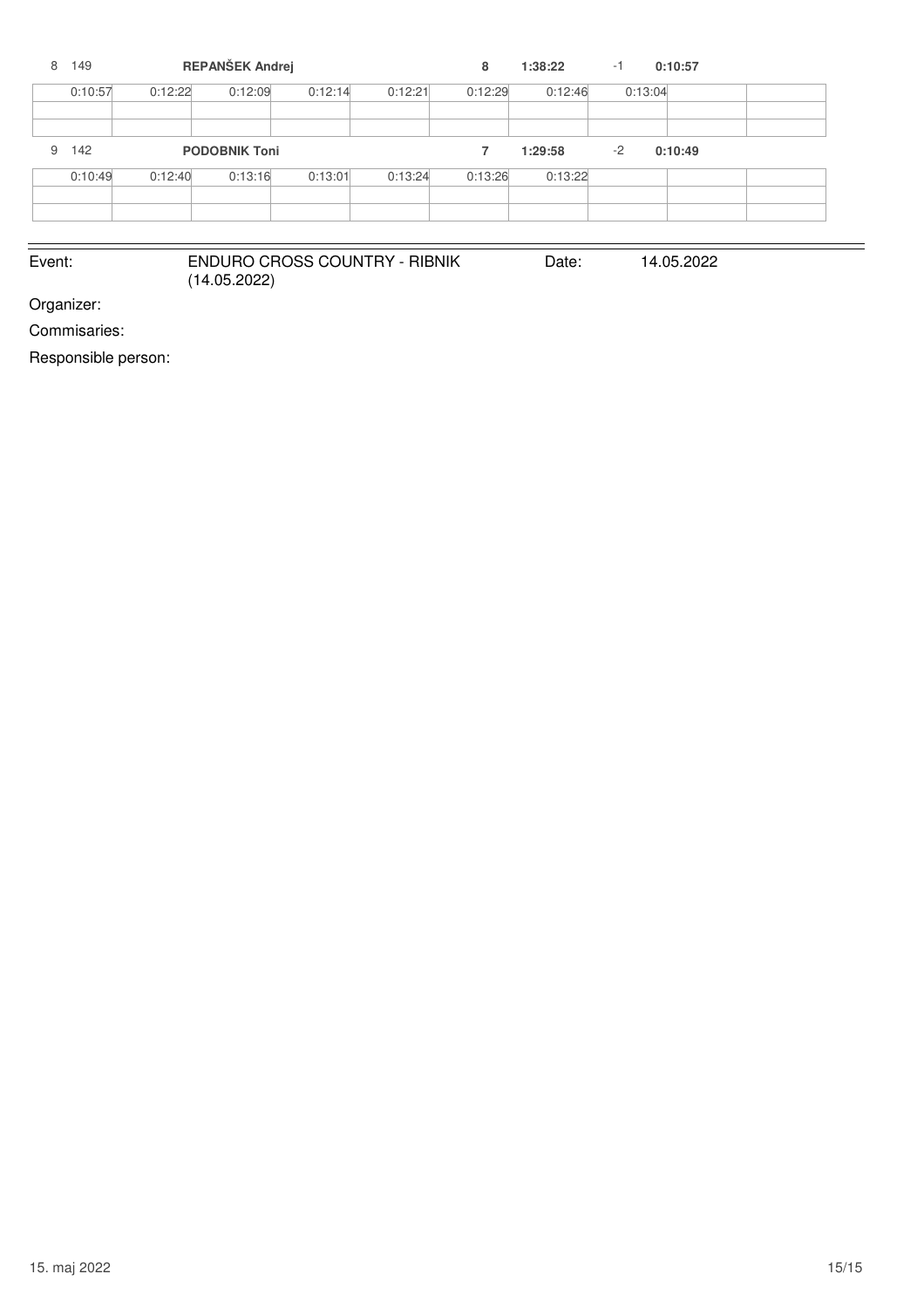| | | | | | | | | | |
|---|---|---|---|---|---|---|---|---|---|
| 8 | 149 | **REPANŠEK Andrej** | | | | 8 | **1:38:22** | -1 | **0:10:57** |
| 0:10:57 | 0:12:22 | 0:12:09 | 0:12:14 | 0:12:21 | 0:12:29 | 0:12:46 | 0:13:04 | | |
| 9 | 142 | **PODOBNIK Toni** | | | | 7 | **1:29:58** | -2 | **0:10:49** |
| 0:10:49 | 0:12:40 | 0:13:16 | 0:13:01 | 0:13:24 | 0:13:26 | 0:13:22 | | | |

Event: ENDURO CROSS COUNTRY - RIBNIK (14.05.2022) Date: 14.05.2022

Organizer:

Commisaries:

Responsible person:

15. maj 2022